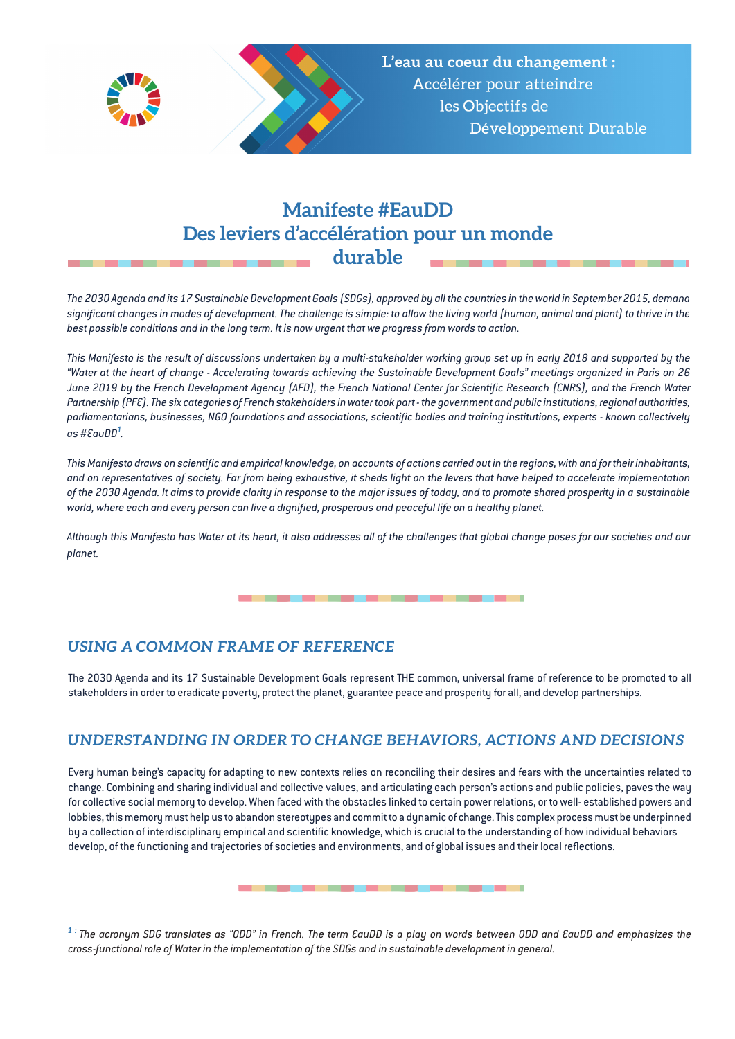L'eau au coeur du changement : Accélérer pour atteindre les Objectifs de Développement Durable

# Manifeste #EauDD Des leviers d'accélération pour un monde durable

*The 2030 Agenda and its 17 Sustainable Development Goals (SDGs), approved by all the countries in the world in September 2015, demand significant changes in modes of development. The challenge is simple: to allow the living world (human, animal and plant) to thrive in the best possible conditions and in the long term. It is now urgent that we progress from words to action.*

*This Manifesto is the result of discussions undertaken by a multi-stakeholder working group set up in early 2018 and supported by the "Water at the heart of change - Accelerating towards achieving the Sustainable Development Goals" meetings organized in Paris on 26 June 2019 by the French Development Agency (AFD), the French National Center for Scientific Research (CNRS), and the French Water Partnership (PFE). The six categories of French stakeholders in water took part - the government and public institutions, regional authorities, parliamentarians, businesses, NGO foundations and associations, scientific bodies and training institutions, experts - known collectively as #EauDD*[1]*.*

*This Manifesto draws on scientific and empirical knowledge, on accounts of actions carried out in the regions, with and for their inhabitants, and on representatives of society. Far from being exhaustive, it sheds light on the levers that have helped to accelerate implementation of the 2030 Agenda. It aims to provide clarity in response to the major issues of today, and to promote shared prosperity in a sustainable world, where each and every person can live a dignified, prosperous and peaceful life on a healthy planet.*

*Although this Manifesto has Water at its heart, it also addresses all of the challenges that global change poses for our societies and our planet.*

## USING A COMMON FRAME OF REFERENCE

The 2030 Agenda and its 17 Sustainable Development Goals represent THE common, universal frame of reference to be promoted to all stakeholders in order to eradicate poverty, protect the planet, guarantee peace and prosperity for all, and develop partnerships.

## UNDERSTANDING IN ORDER TO CHANGE BEHAVIORS, ACTIONS AND DECISIONS

Every human being's capacity for adapting to new contexts relies on reconciling their desires and fears with the uncertainties related to change. Combining and sharing individual and collective values, and articulating each person's actions and public policies, paves the way for collective social memory to develop. When faced with the obstacles linked to certain power relations, or to well- established powers and lobbies, this memory must help us to abandon stereotypes and commit to a dynamic of change. This complex process must be underpinned by a collection of interdisciplinary empirical and scientific knowledge, which is crucial to the understanding of how individual behaviors develop, of the functioning and trajectories of societies and environments, and of global issues and their local reflections.

---

*[1] : The acronym SDG translates as "ODD" in French. The term EauDD is a play on words between ODD and EauDD and emphasizes the cross-functional role of Water in the implementation of the SDGs and in sustainable development in general.*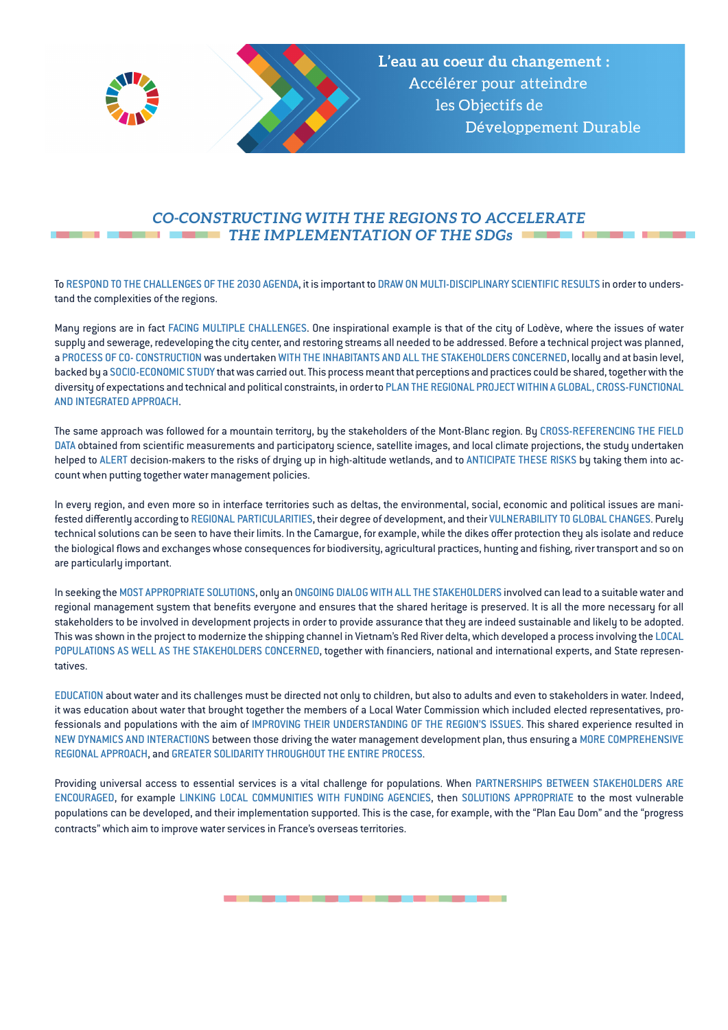L'eau au coeur du changement : Accélérer pour atteindre les Objectifs de Développement Durable

## *CO-CONSTRUCTING WITH THE REGIONS TO ACCELERATE THE IMPLEMENTATION OF THE SDGs*

To RESPOND TO THE CHALLENGES OF THE 2030 AGENDA, it is important to DRAW ON MULTI-DISCIPLINARY SCIENTIFIC RESULTS in order to understand the complexities of the regions.

Many regions are in fact FACING MULTIPLE CHALLENGES. One inspirational example is that of the city of Lodève, where the issues of water supply and sewerage, redeveloping the city center, and restoring streams all needed to be addressed. Before a technical project was planned, a PROCESS OF CO- CONSTRUCTION was undertaken WITH THE INHABITANTS AND ALL THE STAKEHOLDERS CONCERNED, locally and at basin level, backed by a SOCIO-ECONOMIC STUDY that was carried out. This process meant that perceptions and practices could be shared, together with the diversity of expectations and technical and political constraints, in order to PLAN THE REGIONAL PROJECT WITHIN A GLOBAL, CROSS-FUNCTIONAL AND INTEGRATED APPROACH.

The same approach was followed for a mountain territory, by the stakeholders of the Mont-Blanc region. By CROSS-REFERENCING THE FIELD DATA obtained from scientific measurements and participatory science, satellite images, and local climate projections, the study undertaken helped to ALERT decision-makers to the risks of drying up in high-altitude wetlands, and to ANTICIPATE THESE RISKS by taking them into account when putting together water management policies.

In every region, and even more so in interface territories such as deltas, the environmental, social, economic and political issues are manifested differently according to REGIONAL PARTICULARITIES, their degree of development, and their VULNERABILITY TO GLOBAL CHANGES. Purely technical solutions can be seen to have their limits. In the Camargue, for example, while the dikes offer protection they als isolate and reduce the biological flows and exchanges whose consequences for biodiversity, agricultural practices, hunting and fishing, river transport and so on are particularly important.

In seeking the MOST APPROPRIATE SOLUTIONS, only an ONGOING DIALOG WITH ALL THE STAKEHOLDERS involved can lead to a suitable water and regional management system that benefits everyone and ensures that the shared heritage is preserved. It is all the more necessary for all stakeholders to be involved in development projects in order to provide assurance that they are indeed sustainable and likely to be adopted. This was shown in the project to modernize the shipping channel in Vietnam's Red River delta, which developed a process involving the LOCAL POPULATIONS AS WELL AS THE STAKEHOLDERS CONCERNED, together with financiers, national and international experts, and State representatives.

EDUCATION about water and its challenges must be directed not only to children, but also to adults and even to stakeholders in water. Indeed, it was education about water that brought together the members of a Local Water Commission which included elected representatives, professionals and populations with the aim of IMPROVING THEIR UNDERSTANDING OF THE REGION'S ISSUES. This shared experience resulted in NEW DYNAMICS AND INTERACTIONS between those driving the water management development plan, thus ensuring a MORE COMPREHENSIVE REGIONAL APPROACH, and GREATER SOLIDARITY THROUGHOUT THE ENTIRE PROCESS.

Providing universal access to essential services is a vital challenge for populations. When PARTNERSHIPS BETWEEN STAKEHOLDERS ARE ENCOURAGED, for example LINKING LOCAL COMMUNITIES WITH FUNDING AGENCIES, then SOLUTIONS APPROPRIATE to the most vulnerable populations can be developed, and their implementation supported. This is the case, for example, with the "Plan Eau Dom" and the "progress contracts" which aim to improve water services in France's overseas territories.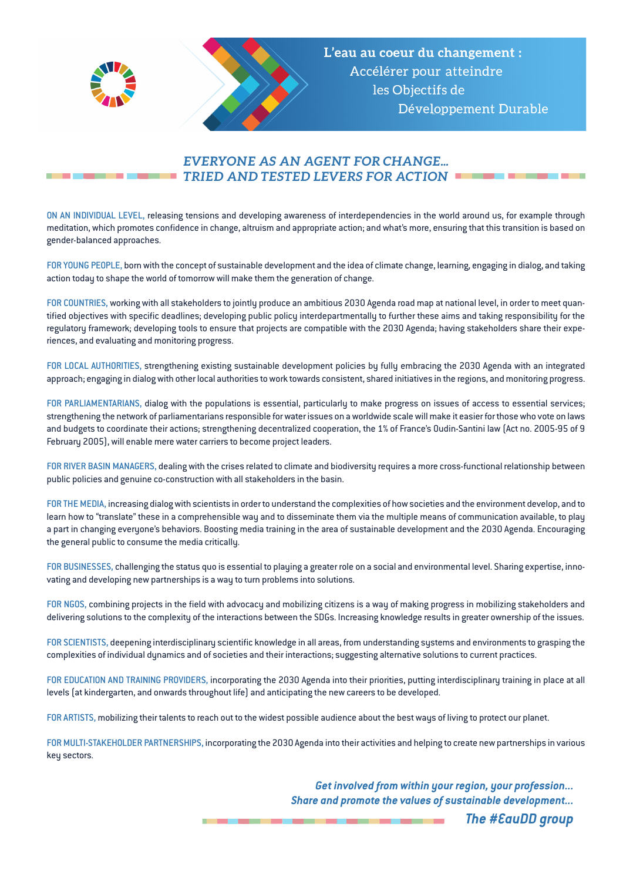# L'eau au coeur du changement : Accélérer pour atteindre les Objectifs de Développement Durable

## *EVERYONE AS AN AGENT FOR CHANGE… TRIED AND TESTED LEVERS FOR ACTION*

ON AN INDIVIDUAL LEVEL, releasing tensions and developing awareness of interdependencies in the world around us, for example through meditation, which promotes confidence in change, altruism and appropriate action; and what's more, ensuring that this transition is based on gender-balanced approaches.

FOR YOUNG PEOPLE, born with the concept of sustainable development and the idea of climate change, learning, engaging in dialog, and taking action today to shape the world of tomorrow will make them the generation of change.

FOR COUNTRIES, working with all stakeholders to jointly produce an ambitious 2030 Agenda road map at national level, in order to meet quantified objectives with specific deadlines; developing public policy interdepartmentally to further these aims and taking responsibility for the regulatory framework; developing tools to ensure that projects are compatible with the 2030 Agenda; having stakeholders share their experiences, and evaluating and monitoring progress.

FOR LOCAL AUTHORITIES, strengthening existing sustainable development policies by fully embracing the 2030 Agenda with an integrated approach; engaging in dialog with other local authorities to work towards consistent, shared initiatives in the regions, and monitoring progress.

FOR PARLIAMENTARIANS, dialog with the populations is essential, particularly to make progress on issues of access to essential services; strengthening the network of parliamentarians responsible for water issues on a worldwide scale will make it easier for those who vote on laws and budgets to coordinate their actions; strengthening decentralized cooperation, the 1% of France's Oudin-Santini law (Act no. 2005-95 of 9 February 2005), will enable mere water carriers to become project leaders.

FOR RIVER BASIN MANAGERS, dealing with the crises related to climate and biodiversity requires a more cross-functional relationship between public policies and genuine co-construction with all stakeholders in the basin.

FOR THE MEDIA, increasing dialog with scientists in order to understand the complexities of how societies and the environment develop, and to learn how to "translate" these in a comprehensible way and to disseminate them via the multiple means of communication available, to play a part in changing everyone's behaviors. Boosting media training in the area of sustainable development and the 2030 Agenda. Encouraging the general public to consume the media critically.

FOR BUSINESSES, challenging the status quo is essential to playing a greater role on a social and environmental level. Sharing expertise, innovating and developing new partnerships is a way to turn problems into solutions.

FOR NGOS, combining projects in the field with advocacy and mobilizing citizens is a way of making progress in mobilizing stakeholders and delivering solutions to the complexity of the interactions between the SDGs. Increasing knowledge results in greater ownership of the issues.

FOR SCIENTISTS, deepening interdisciplinary scientific knowledge in all areas, from understanding systems and environments to grasping the complexities of individual dynamics and of societies and their interactions; suggesting alternative solutions to current practices.

FOR EDUCATION AND TRAINING PROVIDERS, incorporating the 2030 Agenda into their priorities, putting interdisciplinary training in place at all levels (at kindergarten, and onwards throughout life) and anticipating the new careers to be developed.

FOR ARTISTS, mobilizing their talents to reach out to the widest possible audience about the best ways of living to protect our planet.

FOR MULTI-STAKEHOLDER PARTNERSHIPS, incorporating the 2030 Agenda into their activities and helping to create new partnerships in various key sectors.

***Get involved from within your region, your profession…***
***Share and promote the values of sustainable development…***

***The #EauDD group***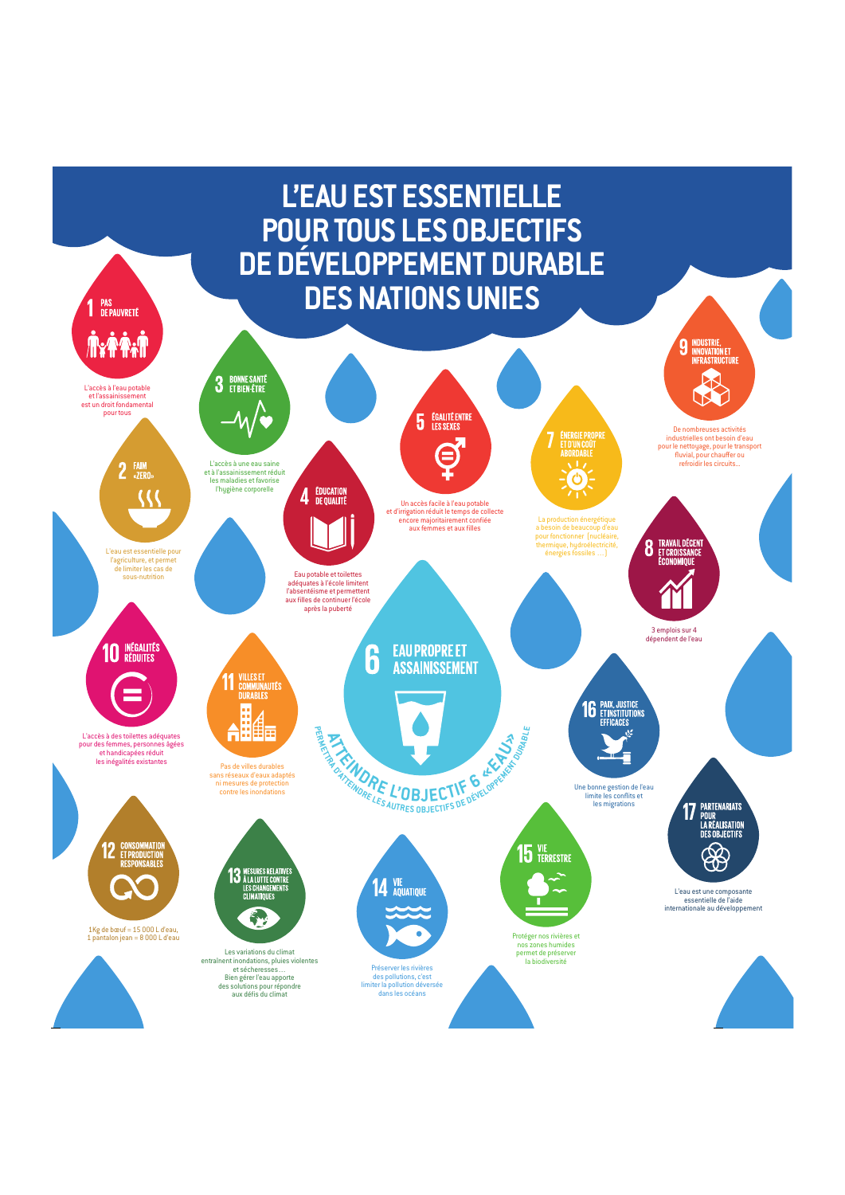# L'EAU EST ESSENTIELLE POUR TOUS LES OBJECTIFS DE DÉVELOPPEMENT DURABLE DES NATIONS UNIES

**1 PAS DE PAUVRETÉ**

L'accès à l'eau potable et l'assainissement est un droit fondamental pour tous

**2 FAIM «ZÉRO»**

L'eau est essentielle pour l'agriculture, et permet de limiter les cas de sous-nutrition

**3 BONNE SANTÉ ET BIEN-ÊTRE**

L'accès à une eau saine et à l'assainissement réduit les maladies et favorise l'hygiène corporelle

**4 ÉDUCATION DE QUALITÉ**

Eau potable et toilettes adéquates à l'école limitent l'absentéisme et permettent aux filles de continuer l'école après la puberté

**5 ÉGALITÉ ENTRE LES SEXES**

Un accès facile à l'eau potable et d'irrigation réduit le temps de collecte encore majoritairement confiée aux femmes et aux filles

**6 EAU PROPRE ET ASSAINISSEMENT**

ATTEINDRE L'OBJECTIF 6 «EAU» PERMETTRA D'ATTEINDRE LES AUTRES OBJECTIFS DE DÉVELOPPEMENT DURABLE

**7 ÉNERGIE PROPRE ET D'UN COÛT ABORDABLE**

La production énergétique a besoin de beaucoup d'eau pour fonctionner (nucléaire, thermique, hydroélectricité, énergies fossiles ...)

**8 TRAVAIL DÉCENT ET CROISSANCE ÉCONOMIQUE**

3 emplois sur 4 dépendent de l'eau

**9 INDUSTRIE, INNOVATION ET INFRASTRUCTURE**

De nombreuses activités industrielles ont besoin d'eau pour le nettoyage, pour le transport fluvial, pour chauffer ou refroidir les circuits...

**10 INÉGALITÉS RÉDUITES**

L'accès à des toilettes adéquates pour des femmes, personnes âgées et handicapées réduit les inégalités existantes

**11 VILLES ET COMMUNAUTÉS DURABLES**

Pas de villes durables sans réseaux d'eaux adaptés ni mesures de protection contre les inondations

**12 CONSOMMATION ET PRODUCTION RESPONSABLES**

1Kg de bœuf = 15 000 L d'eau, 1 pantalon jean = 8 000 L d'eau

**13 MESURES RELATIVES À LA LUTTE CONTRE LES CHANGEMENTS CLIMATIQUES**

Les variations du climat entraînent inondations, pluies violentes et sécheresses… Bien gérer l'eau apporte des solutions pour répondre aux défis du climat

**14 VIE AQUATIQUE**

Préserver les rivières des pollutions, c'est limiter la pollution déversée dans les océans

**15 VIE TERRESTRE**

Protéger nos rivières et nos zones humides permet de préserver la biodiversité

**16 PAIX, JUSTICE ET INSTITUTIONS EFFICACES**

Une bonne gestion de l'eau limite les conflits et les migrations

**17 PARTENARIATS POUR LA RÉALISATION DES OBJECTIFS**

L'eau est une composante essentielle de l'aide internationale au développement